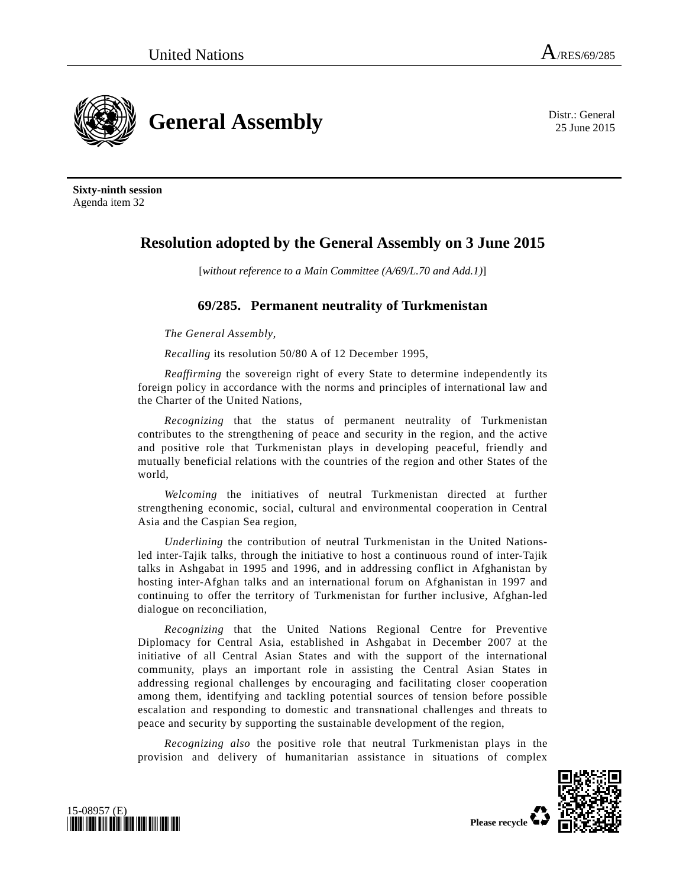United Nations A/RES/69/285

# General Assembly

Distr.: General
25 June 2015

**Sixty-ninth session**
Agenda item 32

## Resolution adopted by the General Assembly on 3 June 2015

[*without reference to a Main Committee (A/69/L.70 and Add.1)*]

### 69/285. Permanent neutrality of Turkmenistan

*The General Assembly*,

*Recalling* its resolution 50/80 A of 12 December 1995,

*Reaffirming* the sovereign right of every State to determine independently its foreign policy in accordance with the norms and principles of international law and the Charter of the United Nations,

*Recognizing* that the status of permanent neutrality of Turkmenistan contributes to the strengthening of peace and security in the region, and the active and positive role that Turkmenistan plays in developing peaceful, friendly and mutually beneficial relations with the countries of the region and other States of the world,

*Welcoming* the initiatives of neutral Turkmenistan directed at further strengthening economic, social, cultural and environmental cooperation in Central Asia and the Caspian Sea region,

*Underlining* the contribution of neutral Turkmenistan in the United Nations-led inter-Tajik talks, through the initiative to host a continuous round of inter-Tajik talks in Ashgabat in 1995 and 1996, and in addressing conflict in Afghanistan by hosting inter-Afghan talks and an international forum on Afghanistan in 1997 and continuing to offer the territory of Turkmenistan for further inclusive, Afghan-led dialogue on reconciliation,

*Recognizing* that the United Nations Regional Centre for Preventive Diplomacy for Central Asia, established in Ashgabat in December 2007 at the initiative of all Central Asian States and with the support of the international community, plays an important role in assisting the Central Asian States in addressing regional challenges by encouraging and facilitating closer cooperation among them, identifying and tackling potential sources of tension before possible escalation and responding to domestic and transnational challenges and threats to peace and security by supporting the sustainable development of the region,

*Recognizing also* the positive role that neutral Turkmenistan plays in the provision and delivery of humanitarian assistance in situations of complex

15-08957 (E)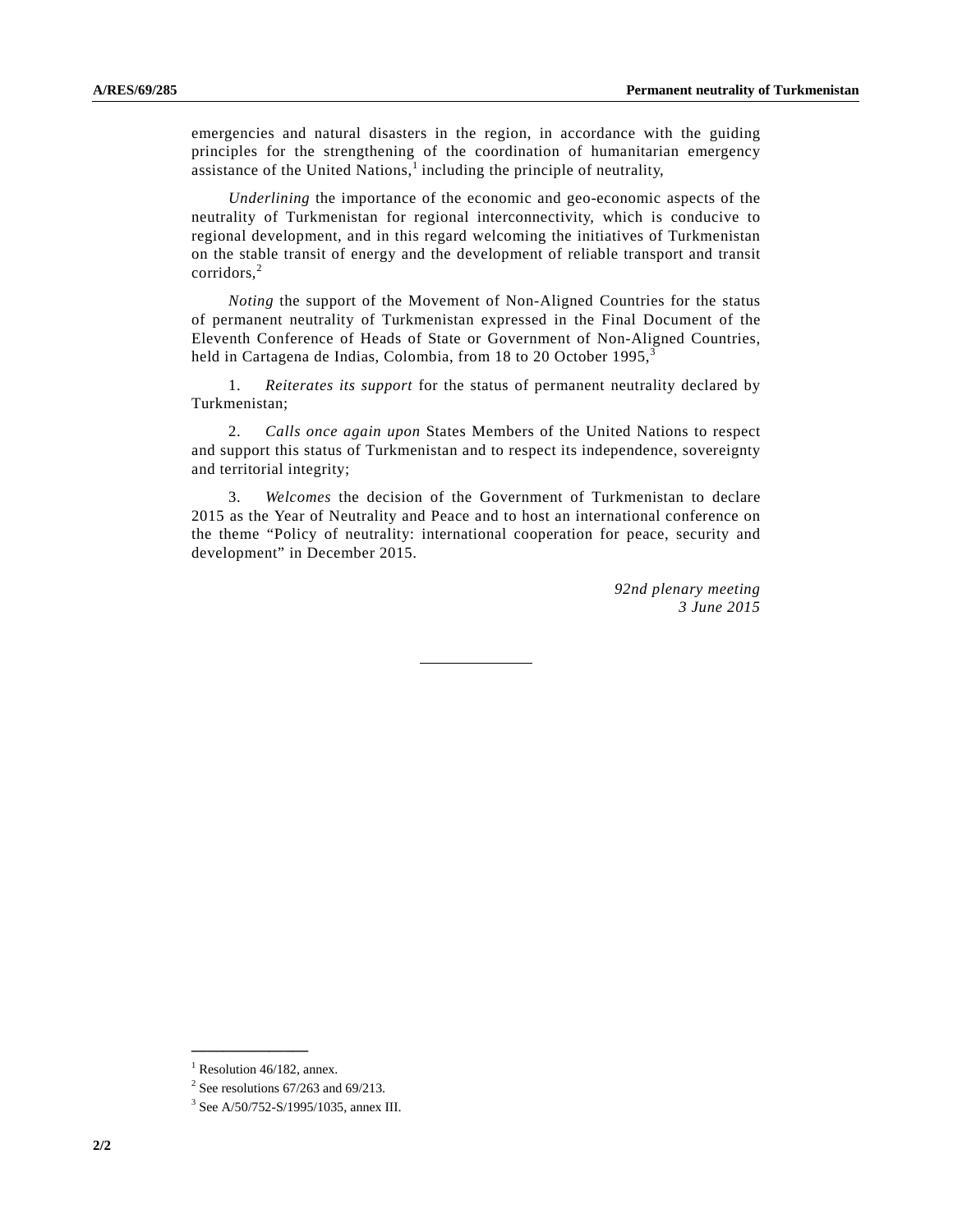emergencies and natural disasters in the region, in accordance with the guiding principles for the strengthening of the coordination of humanitarian emergency assistance of the United Nations,[1] including the principle of neutrality,

*Underlining* the importance of the economic and geo-economic aspects of the neutrality of Turkmenistan for regional interconnectivity, which is conducive to regional development, and in this regard welcoming the initiatives of Turkmenistan on the stable transit of energy and the development of reliable transport and transit corridors,[2]

*Noting* the support of the Movement of Non-Aligned Countries for the status of permanent neutrality of Turkmenistan expressed in the Final Document of the Eleventh Conference of Heads of State or Government of Non-Aligned Countries, held in Cartagena de Indias, Colombia, from 18 to 20 October 1995,[3]

1. *Reiterates its support* for the status of permanent neutrality declared by Turkmenistan;

2. *Calls once again upon* States Members of the United Nations to respect and support this status of Turkmenistan and to respect its independence, sovereignty and territorial integrity;

3. *Welcomes* the decision of the Government of Turkmenistan to declare 2015 as the Year of Neutrality and Peace and to host an international conference on the theme "Policy of neutrality: international cooperation for peace, security and development" in December 2015.

*92nd plenary meeting*
*3 June 2015*

---

[1] Resolution 46/182, annex.

[2] See resolutions 67/263 and 69/213.

[3] See A/50/752-S/1995/1035, annex III.